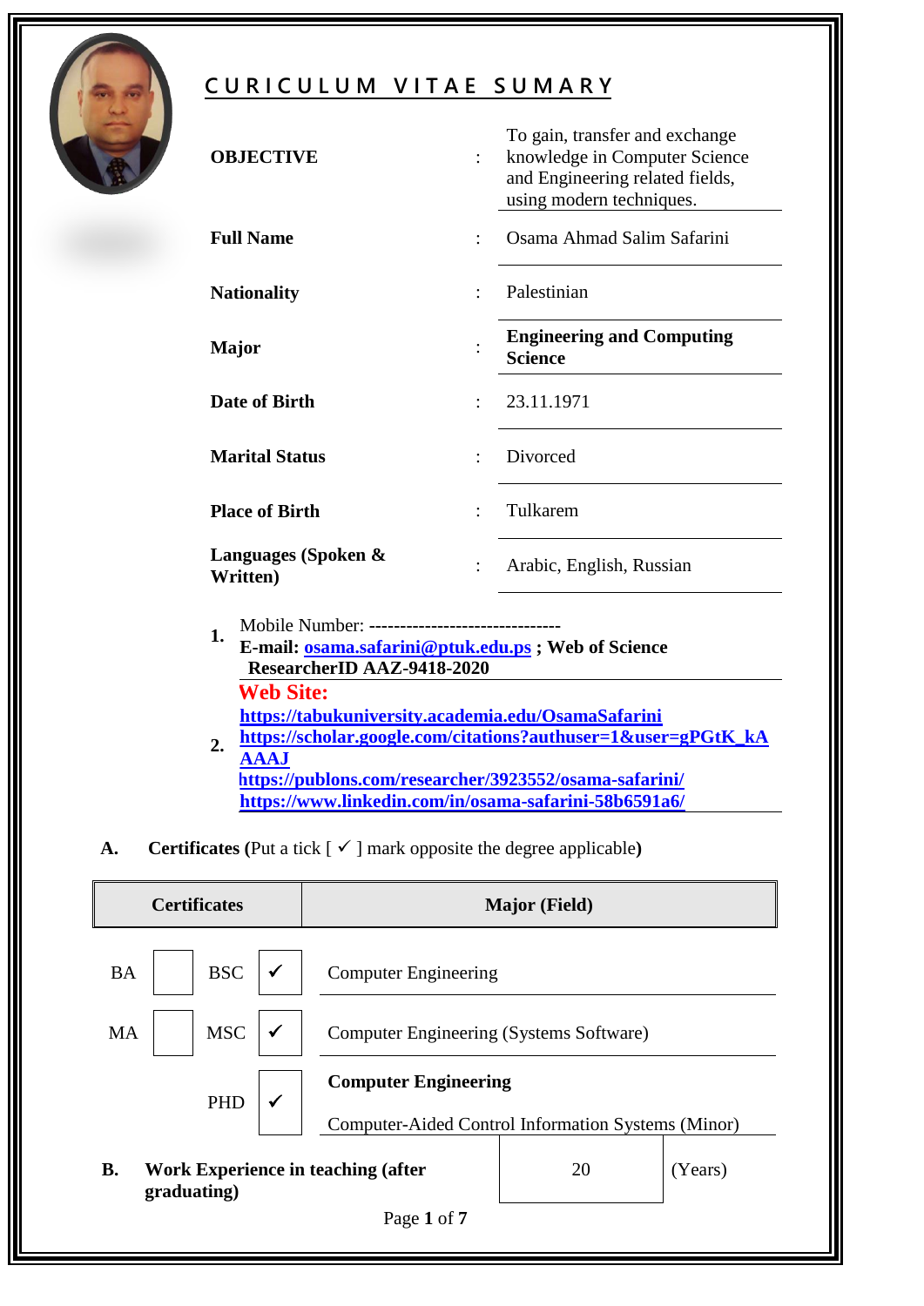# CURICULUM VITAE SUMARY

| | | |
|---|---|---|
| **OBJECTIVE** | : | To gain, transfer and exchange knowledge in Computer Science and Engineering related fields, using modern techniques. |
| **Full Name** | : | Osama Ahmad Salim Safarini |
| **Nationality** | : | Palestinian |
| **Major** | : | **Engineering and Computing Science** |
| **Date of Birth** | : | 23.11.1971 |
| **Marital Status** | : | Divorced |
| **Place of Birth** | : | Tulkarem |
| **Languages (Spoken & Written)** | : | Arabic, English, Russian |

1. Mobile Number: -------------------------------
   **E-mail:** **osama.safarini@ptuk.edu.ps** **; Web of Science ResearcherID AAZ-9418-2020**

2. **Web Site:**
   **https://tabukuniversity.academia.edu/OsamaSafarini**
   **https://scholar.google.com/citations?authuser=1&user=gPGtK_kAAAAJ**
   **https://publons.com/researcher/3923552/osama-safarini/**
   **https://www.linkedin.com/in/osama-safarini-58b6591a6/**

**A.** **Certificates (**Put a tick [ ✓ ] mark opposite the degree applicable**)**

| **Certificates** | | | | **Major (Field)** |
|---|---|---|---|---|
| BA | | BSC | ✓ | Computer Engineering |
| MA | | MSC | ✓ | Computer Engineering (Systems Software) |
| | | PHD | ✓ | **Computer Engineering**<br>Computer-Aided Control Information Systems (Minor) |

**B.** **Work Experience in teaching (after graduating)** | 20 | (Years)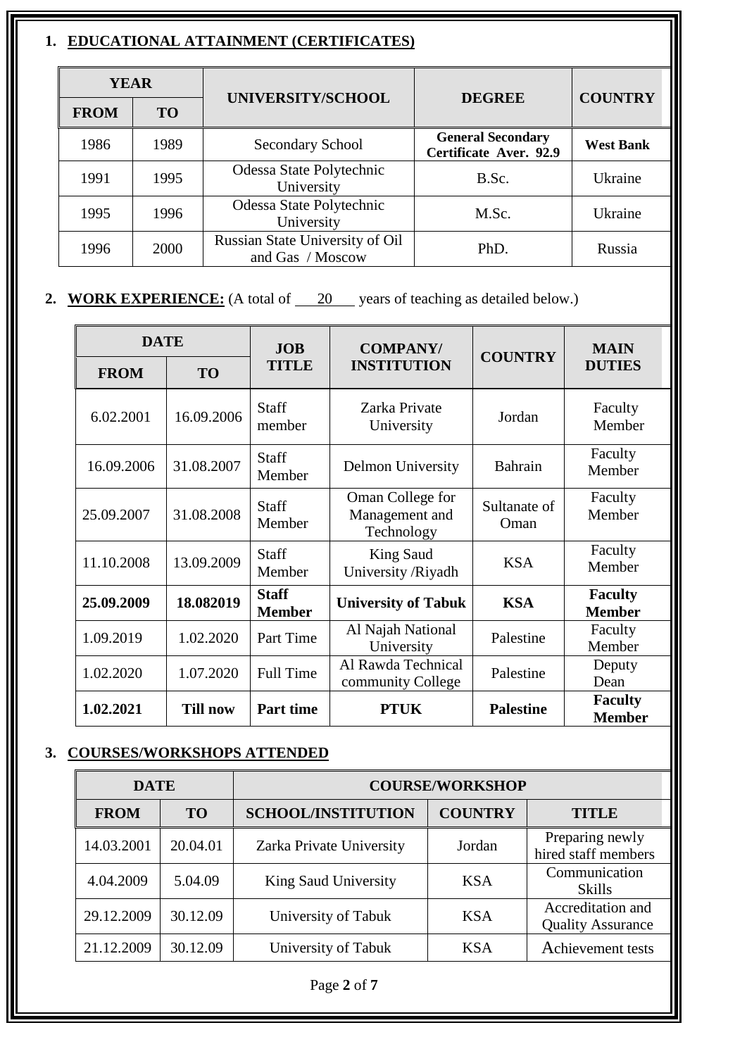1. **EDUCATIONAL ATTAINMENT (CERTIFICATES)**

| YEAR | | UNIVERSITY/SCHOOL | DEGREE | COUNTRY |
|---|---|---|---|---|
| **FROM** | **TO** | | | |
| 1986 | 1989 | Secondary School | **General Secondary Certificate Aver. 92.9** | **West Bank** |
| 1991 | 1995 | Odessa State Polytechnic University | B.Sc. | Ukraine |
| 1995 | 1996 | Odessa State Polytechnic University | M.Sc. | Ukraine |
| 1996 | 2000 | Russian State University of Oil and Gas / Moscow | PhD. | Russia |

2. **WORK EXPERIENCE:** (A total of 20 years of teaching as detailed below.)

| DATE | | JOB TITLE | COMPANY/ INSTITUTION | COUNTRY | MAIN DUTIES |
|---|---|---|---|---|---|
| **FROM** | **TO** | | | | |
| 6.02.2001 | 16.09.2006 | Staff member | Zarka Private University | Jordan | Faculty Member |
| 16.09.2006 | 31.08.2007 | Staff Member | Delmon University | Bahrain | Faculty Member |
| 25.09.2007 | 31.08.2008 | Staff Member | Oman College for Management and Technology | Sultanate of Oman | Faculty Member |
| 11.10.2008 | 13.09.2009 | Staff Member | King Saud University /Riyadh | KSA | Faculty Member |
| **25.09.2009** | **18.082019** | **Staff Member** | **University of Tabuk** | **KSA** | **Faculty Member** |
| 1.09.2019 | 1.02.2020 | Part Time | Al Najah National University | Palestine | Faculty Member |
| 1.02.2020 | 1.07.2020 | Full Time | Al Rawda Technical community College | Palestine | Deputy Dean |
| **1.02.2021** | **Till now** | **Part time** | **PTUK** | **Palestine** | **Faculty Member** |

3. **COURSES/WORKSHOPS ATTENDED**

| DATE | | COURSE/WORKSHOP | | |
|---|---|---|---|---|
| **FROM** | **TO** | **SCHOOL/INSTITUTION** | **COUNTRY** | **TITLE** |
| 14.03.2001 | 20.04.01 | Zarka Private University | Jordan | Preparing newly hired staff members |
| 4.04.2009 | 5.04.09 | King Saud University | KSA | Communication Skills |
| 29.12.2009 | 30.12.09 | University of Tabuk | KSA | Accreditation and Quality Assurance |
| 21.12.2009 | 30.12.09 | University of Tabuk | KSA | Achievement tests |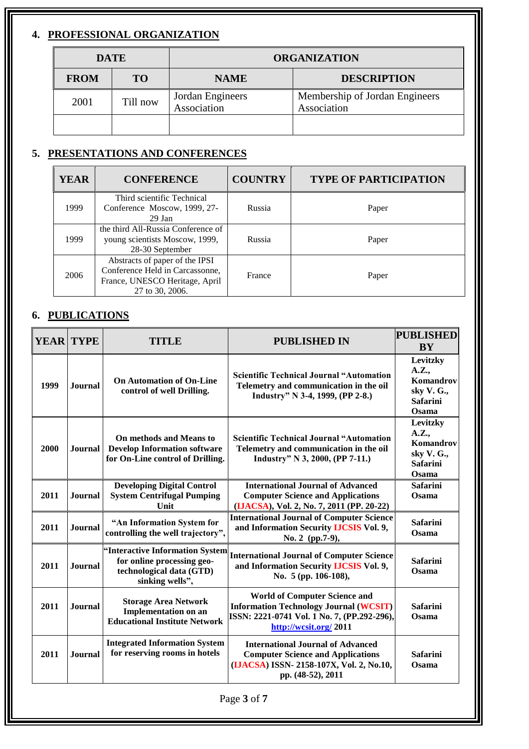## 4. PROFESSIONAL ORGANIZATION

| DATE | | ORGANIZATION | |
|---|---|---|---|
| **FROM** | **TO** | **NAME** | **DESCRIPTION** |
| 2001 | Till now | Jordan Engineers Association | Membership of Jordan Engineers Association |
| | | | |

## 5. PRESENTATIONS AND CONFERENCES

| YEAR | CONFERENCE | COUNTRY | TYPE OF PARTICIPATION |
|---|---|---|---|
| 1999 | Third scientific Technical Conference Moscow, 1999, 27-29 Jan | Russia | Paper |
| 1999 | the third All-Russia Conference of young scientists Moscow, 1999, 28-30 September | Russia | Paper |
| 2006 | Abstracts of paper of the IPSI Conference Held in Carcassonne, France, UNESCO Heritage, April 27 to 30, 2006. | France | Paper |

## 6. PUBLICATIONS

| YEAR | TYPE | TITLE | PUBLISHED IN | PUBLISHED BY |
|---|---|---|---|---|
| **1999** | **Journal** | **On Automation of On-Line control of well Drilling.** | **Scientific Technical Journal "Automation Telemetry and communication in the oil Industry" N 3-4, 1999, (PP 2-8.)** | **Levitzky A.Z., Komandrovsky V. G., Safarini Osama** |
| **2000** | **Journal** | **On methods and Means to Develop Information software for On-Line control of Drilling.** | **Scientific Technical Journal "Automation Telemetry and communication in the oil Industry" N 3, 2000, (PP 7-11.)** | **Levitzky A.Z., Komandrovsky V. G., Safarini Osama** |
| **2011** | **Journal** | **Developing Digital Control System Centrifugal Pumping Unit** | **International Journal of Advanced Computer Science and Applications (IJACSA), Vol. 2, No. 7, 2011 (PP. 20-22)** | **Safarini Osama** |
| **2011** | **Journal** | **"An Information System for controlling the well trajectory",** | **International Journal of Computer Science and Information Security IJCSIS Vol. 9, No. 2 (pp.7-9),** | **Safarini Osama** |
| **2011** | **Journal** | **"Interactive Information System for online processing geo-technological data (GTD) sinking wells",** | **International Journal of Computer Science and Information Security IJCSIS Vol. 9, No. 5 (pp. 106-108),** | **Safarini Osama** |
| **2011** | **Journal** | **Storage Area Network Implementation on an Educational Institute Network** | **World of Computer Science and Information Technology Journal (WCSIT) ISSN: 2221-0741 Vol. 1 No. 7, (PP.292-296), http://wcsit.org/ 2011** | **Safarini Osama** |
| **2011** | **Journal** | **Integrated Information System for reserving rooms in hotels** | **International Journal of Advanced Computer Science and Applications (IJACSA) ISSN- 2158-107X, Vol. 2, No.10, pp. (48-52), 2011** | **Safarini Osama** |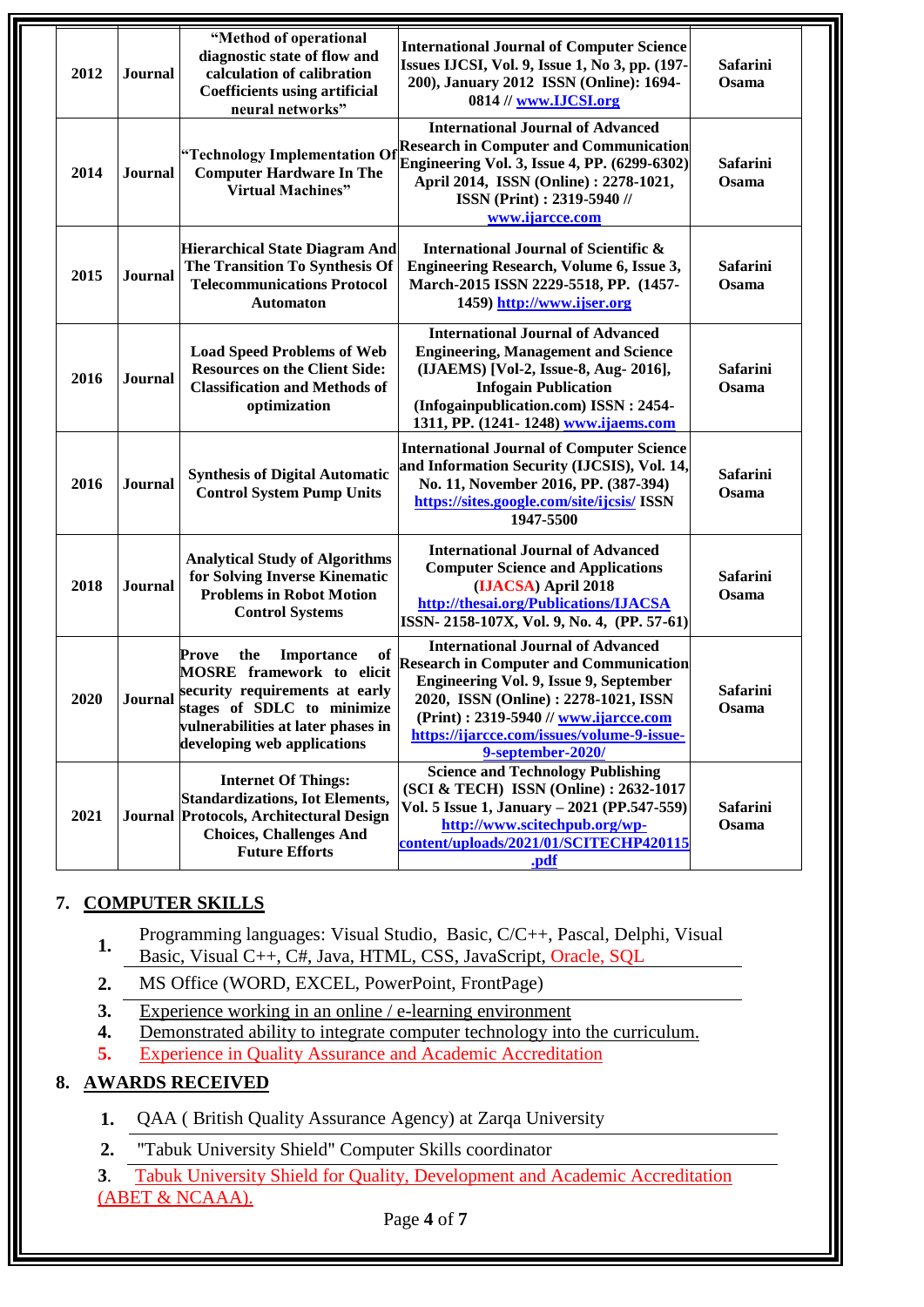| | | | | |
|---|---|---|---|---|
| 2012 | Journal | "Method of operational diagnostic state of flow and calculation of calibration Coefficients using artificial neural networks" | International Journal of Computer Science Issues IJCSI, Vol. 9, Issue 1, No 3, pp. (197-200), January 2012 ISSN (Online): 1694-0814 // www.IJCSI.org | Safarini Osama |
| 2014 | Journal | "Technology Implementation Of Computer Hardware In The Virtual Machines" | International Journal of Advanced Research in Computer and Communication Engineering Vol. 3, Issue 4, PP. (6299-6302) April 2014, ISSN (Online) : 2278-1021, ISSN (Print) : 2319-5940 // www.ijarcce.com | Safarini Osama |
| 2015 | Journal | Hierarchical State Diagram And The Transition To Synthesis Of Telecommunications Protocol Automaton | International Journal of Scientific & Engineering Research, Volume 6, Issue 3, March-2015 ISSN 2229-5518, PP. (1457-1459) http://www.ijser.org | Safarini Osama |
| 2016 | Journal | Load Speed Problems of Web Resources on the Client Side: Classification and Methods of optimization | International Journal of Advanced Engineering, Management and Science (IJAEMS) [Vol-2, Issue-8, Aug- 2016], Infogain Publication (Infogainpublication.com) ISSN : 2454-1311, PP. (1241- 1248) www.ijaems.com | Safarini Osama |
| 2016 | Journal | Synthesis of Digital Automatic Control System Pump Units | International Journal of Computer Science and Information Security (IJCSIS), Vol. 14, No. 11, November 2016, PP. (387-394) https://sites.google.com/site/ijcsis/ ISSN 1947-5500 | Safarini Osama |
| 2018 | Journal | Analytical Study of Algorithms for Solving Inverse Kinematic Problems in Robot Motion Control Systems | International Journal of Advanced Computer Science and Applications (IJACSA) April 2018 http://thesai.org/Publications/IJACSA ISSN- 2158-107X, Vol. 9, No. 4, (PP. 57-61) | Safarini Osama |
| 2020 | Journal | Prove the Importance of MOSRE framework to elicit security requirements at early stages of SDLC to minimize vulnerabilities at later phases in developing web applications | International Journal of Advanced Research in Computer and Communication Engineering Vol. 9, Issue 9, September 2020, ISSN (Online) : 2278-1021, ISSN (Print) : 2319-5940 // www.ijarcce.com https://ijarcce.com/issues/volume-9-issue-9-september-2020/ | Safarini Osama |
| 2021 | Journal | Internet Of Things: Standardizations, Iot Elements, Protocols, Architectural Design Choices, Challenges And Future Efforts | Science and Technology Publishing (SCI & TECH) ISSN (Online) : 2632-1017 Vol. 5 Issue 1, January – 2021 (PP.547-559) http://www.scitechpub.org/wp-content/uploads/2021/01/SCITECHP420115.pdf | Safarini Osama |

## 7. COMPUTER SKILLS

1. Programming languages: Visual Studio, Basic, C/C++, Pascal, Delphi, Visual Basic, Visual C++, C#, Java, HTML, CSS, JavaScript, Oracle, SQL
2. MS Office (WORD, EXCEL, PowerPoint, FrontPage)
3. Experience working in an online / e-learning environment
4. Demonstrated ability to integrate computer technology into the curriculum.
5. Experience in Quality Assurance and Academic Accreditation

## 8. AWARDS RECEIVED

1. QAA ( British Quality Assurance Agency) at Zarqa University
2. "Tabuk University Shield" Computer Skills coordinator
3. Tabuk University Shield for Quality, Development and Academic Accreditation (ABET & NCAAA).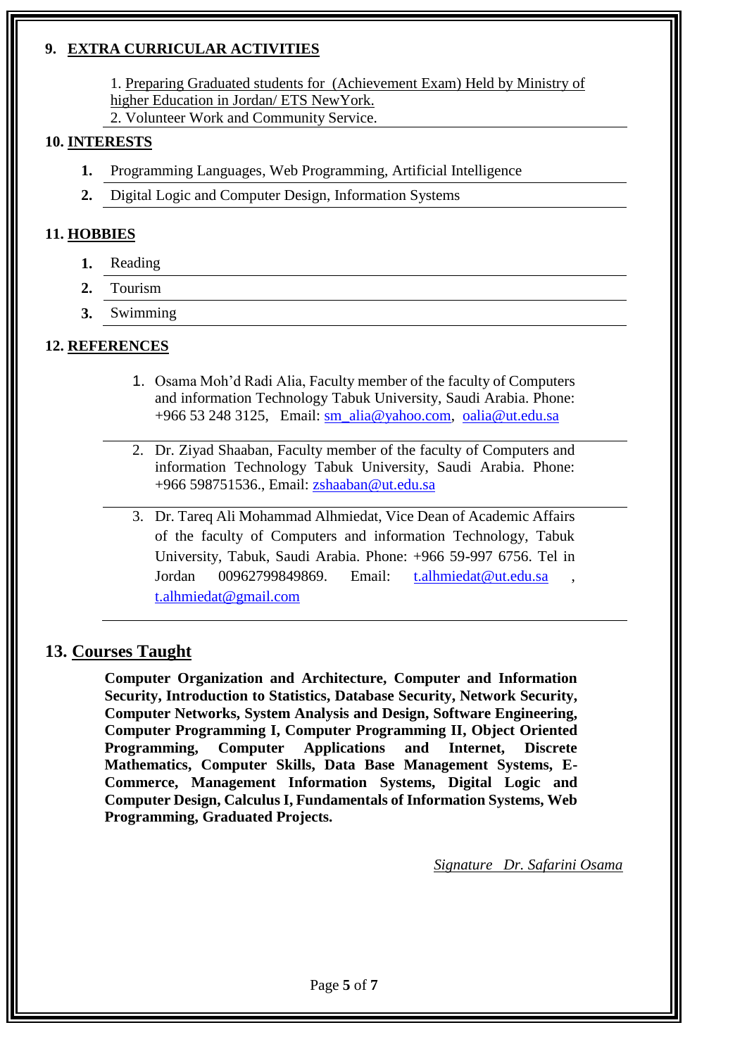## 9. EXTRA CURRICULAR ACTIVITIES

1. Preparing Graduated students for (Achievement Exam) Held by Ministry of higher Education in Jordan/ ETS NewYork.
2. Volunteer Work and Community Service.

## 10. INTERESTS

1. Programming Languages, Web Programming, Artificial Intelligence
2. Digital Logic and Computer Design, Information Systems

## 11. HOBBIES

1. Reading
2. Tourism
3. Swimming

## 12. REFERENCES

1. Osama Moh'd Radi Alia, Faculty member of the faculty of Computers and information Technology Tabuk University, Saudi Arabia. Phone: +966 53 248 3125, Email: sm_alia@yahoo.com, oalia@ut.edu.sa
2. Dr. Ziyad Shaaban, Faculty member of the faculty of Computers and information Technology Tabuk University, Saudi Arabia. Phone: +966 598751536., Email: zshaaban@ut.edu.sa
3. Dr. Tareq Ali Mohammad Alhmiedat, Vice Dean of Academic Affairs of the faculty of Computers and information Technology, Tabuk University, Tabuk, Saudi Arabia. Phone: +966 59-997 6756. Tel in Jordan 00962799849869. Email: t.alhmiedat@ut.edu.sa , t.alhmiedat@gmail.com

## 13. Courses Taught

**Computer Organization and Architecture, Computer and Information Security, Introduction to Statistics, Database Security, Network Security, Computer Networks, System Analysis and Design, Software Engineering, Computer Programming I, Computer Programming II, Object Oriented Programming, Computer Applications and Internet, Discrete Mathematics, Computer Skills, Data Base Management Systems, E-Commerce, Management Information Systems, Digital Logic and Computer Design, Calculus I, Fundamentals of Information Systems, Web Programming, Graduated Projects.**

*Signature Dr. Safarini Osama*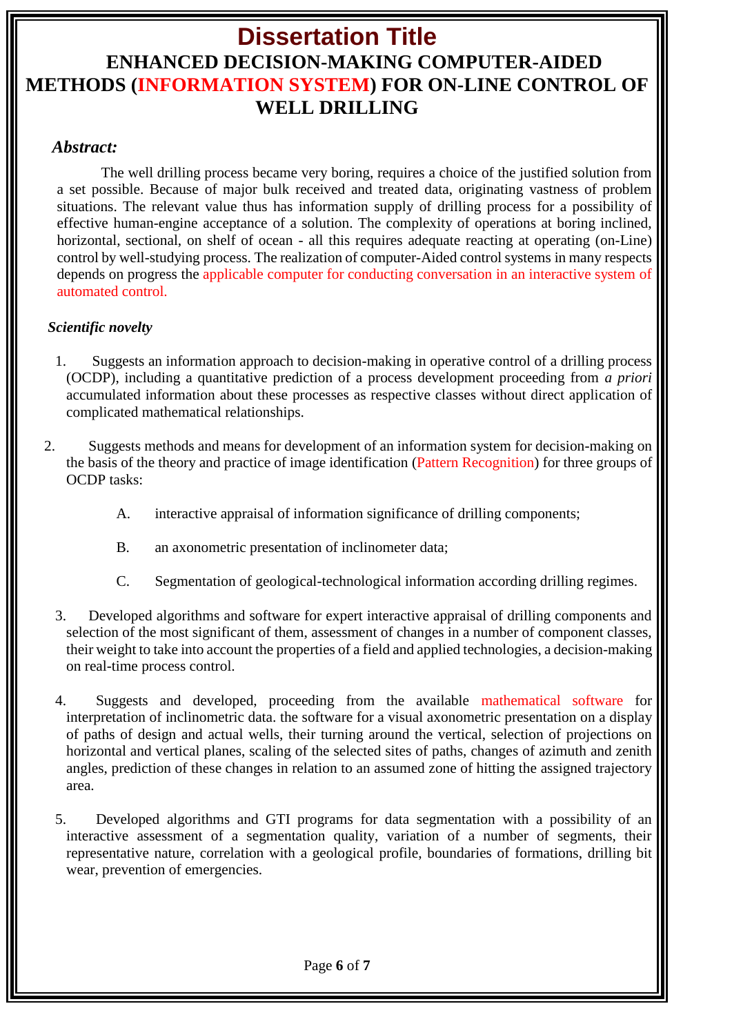# Dissertation Title

## ENHANCED DECISION-MAKING COMPUTER-AIDED METHODS (INFORMATION SYSTEM) FOR ON-LINE CONTROL OF WELL DRILLING

### *Abstract:*

The well drilling process became very boring, requires a choice of the justified solution from a set possible. Because of major bulk received and treated data, originating vastness of problem situations. The relevant value thus has information supply of drilling process for a possibility of effective human-engine acceptance of a solution. The complexity of operations at boring inclined, horizontal, sectional, on shelf of ocean - all this requires adequate reacting at operating (on-Line) control by well-studying process. The realization of computer-Aided control systems in many respects depends on progress the applicable computer for conducting conversation in an interactive system of automated control.

***Scientific novelty***

1. Suggests an information approach to decision-making in operative control of a drilling process (OCDP), including a quantitative prediction of a process development proceeding from *a priori* accumulated information about these processes as respective classes without direct application of complicated mathematical relationships.

2. Suggests methods and means for development of an information system for decision-making on the basis of the theory and practice of image identification (Pattern Recognition) for three groups of OCDP tasks:

   A. interactive appraisal of information significance of drilling components;

   B. an axonometric presentation of inclinometer data;

   C. Segmentation of geological-technological information according drilling regimes.

3. Developed algorithms and software for expert interactive appraisal of drilling components and selection of the most significant of them, assessment of changes in a number of component classes, their weight to take into account the properties of a field and applied technologies, a decision-making on real-time process control.

4. Suggests and developed, proceeding from the available mathematical software for interpretation of inclinometric data. the software for a visual axonometric presentation on a display of paths of design and actual wells, their turning around the vertical, selection of projections on horizontal and vertical planes, scaling of the selected sites of paths, changes of azimuth and zenith angles, prediction of these changes in relation to an assumed zone of hitting the assigned trajectory area.

5. Developed algorithms and GTI programs for data segmentation with a possibility of an interactive assessment of a segmentation quality, variation of a number of segments, their representative nature, correlation with a geological profile, boundaries of formations, drilling bit wear, prevention of emergencies.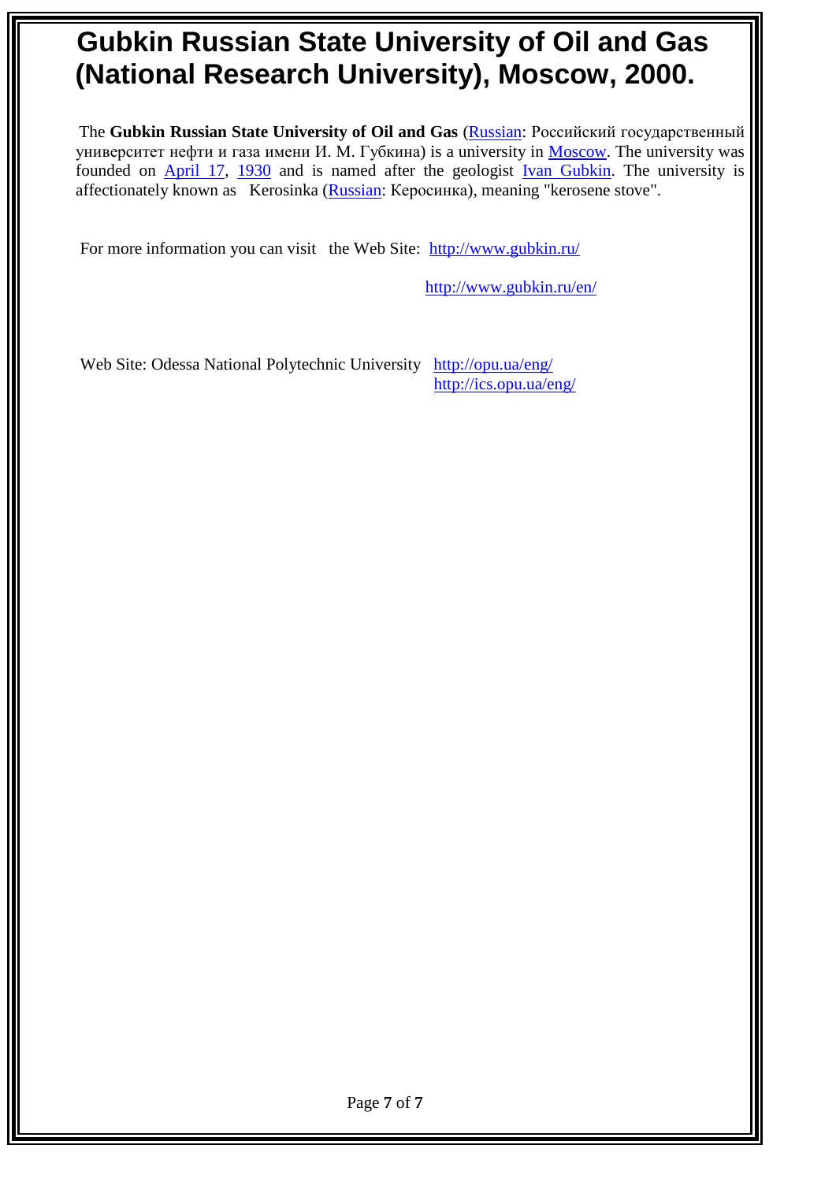# Gubkin Russian State University of Oil and Gas (National Research University), Moscow, 2000.

The **Gubkin Russian State University of Oil and Gas** (Russian: Российский государственный университет нефти и газа имени И. М. Губкина) is a university in Moscow. The university was founded on April 17, 1930 and is named after the geologist Ivan Gubkin. The university is affectionately known as Kerosinka (Russian: Керосинка), meaning "kerosene stove".

For more information you can visit the Web Site: http://www.gubkin.ru/

http://www.gubkin.ru/en/

Web Site: Odessa National Polytechnic University http://opu.ua/eng/
http://ics.opu.ua/eng/